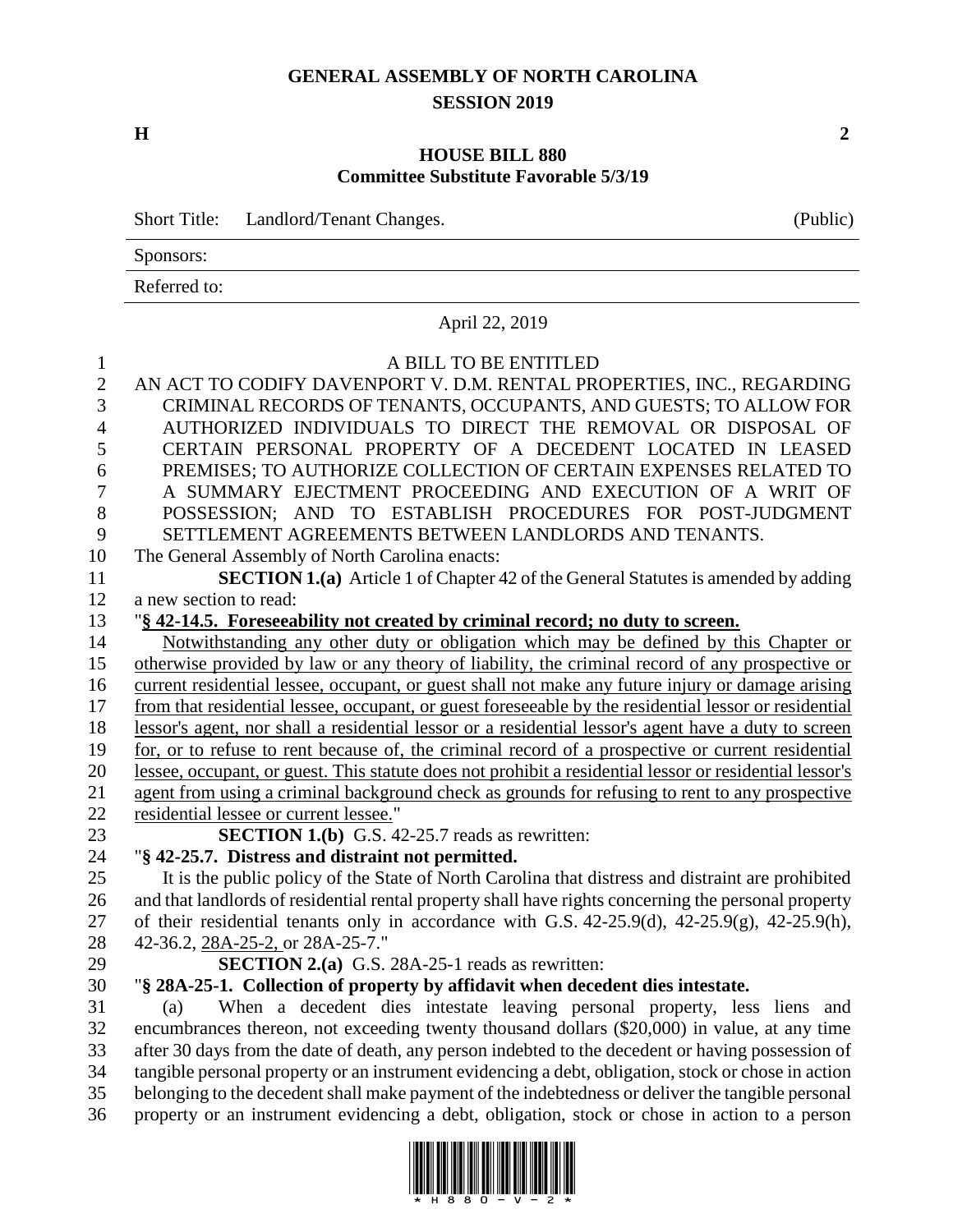# GENERAL ASSEMBLY OF NORTH CAROLINA
## SESSION 2019

**H** **2**

## HOUSE BILL 880
### Committee Substitute Favorable 5/3/19

Short Title: Landlord/Tenant Changes. (Public)

Sponsors:

Referred to:

April 22, 2019

A BILL TO BE ENTITLED

AN ACT TO CODIFY DAVENPORT V. D.M. RENTAL PROPERTIES, INC., REGARDING CRIMINAL RECORDS OF TENANTS, OCCUPANTS, AND GUESTS; TO ALLOW FOR AUTHORIZED INDIVIDUALS TO DIRECT THE REMOVAL OR DISPOSAL OF CERTAIN PERSONAL PROPERTY OF A DECEDENT LOCATED IN LEASED PREMISES; TO AUTHORIZE COLLECTION OF CERTAIN EXPENSES RELATED TO A SUMMARY EJECTMENT PROCEEDING AND EXECUTION OF A WRIT OF POSSESSION; AND TO ESTABLISH PROCEDURES FOR POST-JUDGMENT SETTLEMENT AGREEMENTS BETWEEN LANDLORDS AND TENANTS.

The General Assembly of North Carolina enacts:

**SECTION 1.(a)** Article 1 of Chapter 42 of the General Statutes is amended by adding a new section to read:

"**§ 42-14.5. Foreseeability not created by criminal record; no duty to screen.**

Notwithstanding any other duty or obligation which may be defined by this Chapter or otherwise provided by law or any theory of liability, the criminal record of any prospective or current residential lessee, occupant, or guest shall not make any future injury or damage arising from that residential lessee, occupant, or guest foreseeable by the residential lessor or residential lessor's agent, nor shall a residential lessor or a residential lessor's agent have a duty to screen for, or to refuse to rent because of, the criminal record of a prospective or current residential lessee, occupant, or guest. This statute does not prohibit a residential lessor or residential lessor's agent from using a criminal background check as grounds for refusing to rent to any prospective residential lessee or current lessee."

**SECTION 1.(b)** G.S. 42-25.7 reads as rewritten:

"**§ 42-25.7. Distress and distraint not permitted.**

It is the public policy of the State of North Carolina that distress and distraint are prohibited and that landlords of residential rental property shall have rights concerning the personal property of their residential tenants only in accordance with G.S. 42-25.9(d), 42-25.9(g), 42-25.9(h), 42-36.2, 28A-25-2, or 28A-25-7."

**SECTION 2.(a)** G.S. 28A-25-1 reads as rewritten:

"**§ 28A-25-1. Collection of property by affidavit when decedent dies intestate.**

(a) When a decedent dies intestate leaving personal property, less liens and encumbrances thereon, not exceeding twenty thousand dollars ($20,000) in value, at any time after 30 days from the date of death, any person indebted to the decedent or having possession of tangible personal property or an instrument evidencing a debt, obligation, stock or chose in action belonging to the decedent shall make payment of the indebtedness or deliver the tangible personal property or an instrument evidencing a debt, obligation, stock or chose in action to a person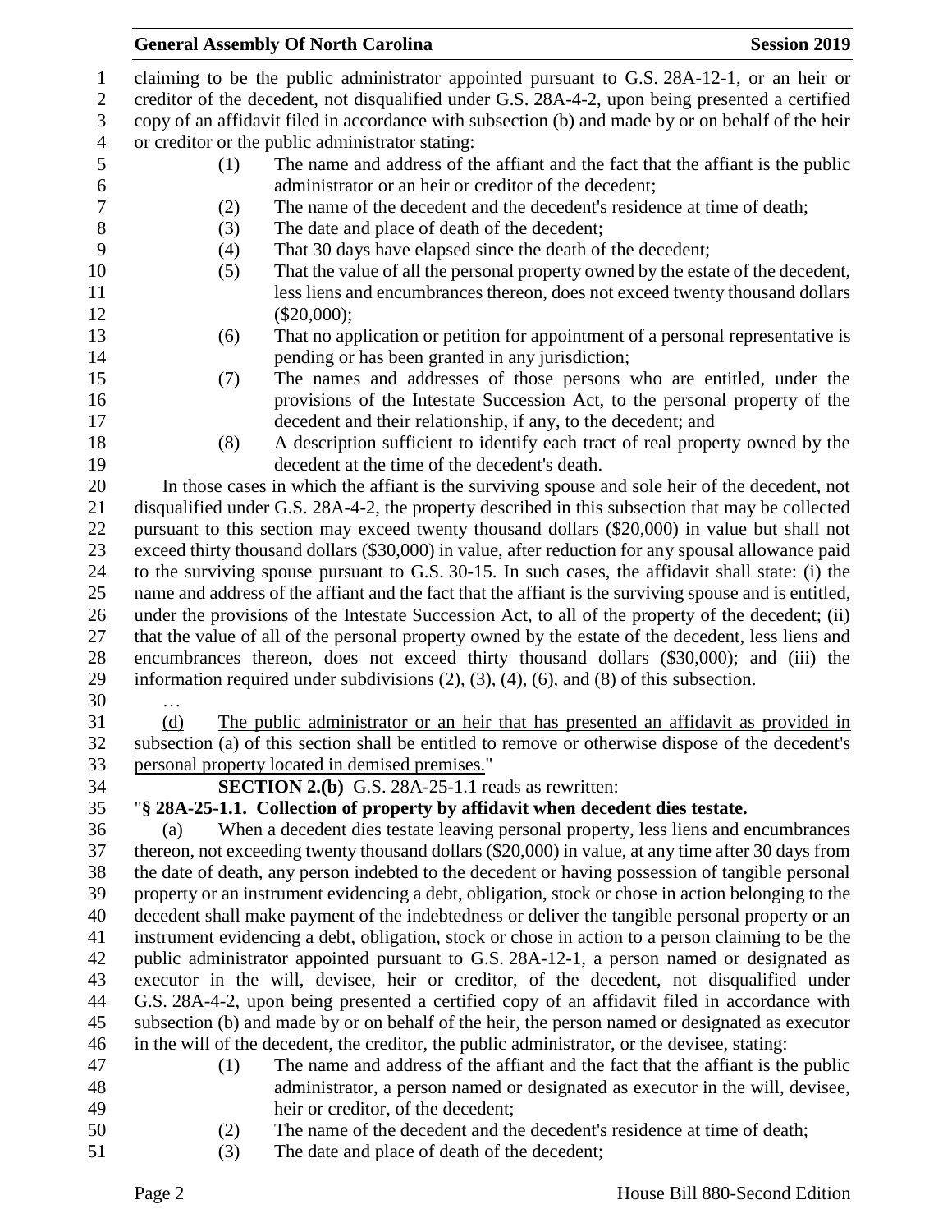claiming to be the public administrator appointed pursuant to G.S. 28A-12-1, or an heir or creditor of the decedent, not disqualified under G.S. 28A-4-2, upon being presented a certified copy of an affidavit filed in accordance with subsection (b) and made by or on behalf of the heir or creditor or the public administrator stating:

(1) The name and address of the affiant and the fact that the affiant is the public administrator or an heir or creditor of the decedent;

(2) The name of the decedent and the decedent's residence at time of death;

(3) The date and place of death of the decedent;

(4) That 30 days have elapsed since the death of the decedent;

(5) That the value of all the personal property owned by the estate of the decedent, less liens and encumbrances thereon, does not exceed twenty thousand dollars ($20,000);

(6) That no application or petition for appointment of a personal representative is pending or has been granted in any jurisdiction;

(7) The names and addresses of those persons who are entitled, under the provisions of the Intestate Succession Act, to the personal property of the decedent and their relationship, if any, to the decedent; and

(8) A description sufficient to identify each tract of real property owned by the decedent at the time of the decedent's death.

In those cases in which the affiant is the surviving spouse and sole heir of the decedent, not disqualified under G.S. 28A-4-2, the property described in this subsection that may be collected pursuant to this section may exceed twenty thousand dollars ($20,000) in value but shall not exceed thirty thousand dollars ($30,000) in value, after reduction for any spousal allowance paid to the surviving spouse pursuant to G.S. 30-15. In such cases, the affidavit shall state: (i) the name and address of the affiant and the fact that the affiant is the surviving spouse and is entitled, under the provisions of the Intestate Succession Act, to all of the property of the decedent; (ii) that the value of all of the personal property owned by the estate of the decedent, less liens and encumbrances thereon, does not exceed thirty thousand dollars ($30,000); and (iii) the information required under subdivisions (2), (3), (4), (6), and (8) of this subsection.

…

(d) The public administrator or an heir that has presented an affidavit as provided in subsection (a) of this section shall be entitled to remove or otherwise dispose of the decedent's personal property located in demised premises."

**SECTION 2.(b)** G.S. 28A-25-1.1 reads as rewritten:

"**§ 28A-25-1.1. Collection of property by affidavit when decedent dies testate.**

(a) When a decedent dies testate leaving personal property, less liens and encumbrances thereon, not exceeding twenty thousand dollars ($20,000) in value, at any time after 30 days from the date of death, any person indebted to the decedent or having possession of tangible personal property or an instrument evidencing a debt, obligation, stock or chose in action belonging to the decedent shall make payment of the indebtedness or deliver the tangible personal property or an instrument evidencing a debt, obligation, stock or chose in action to a person claiming to be the public administrator appointed pursuant to G.S. 28A-12-1, a person named or designated as executor in the will, devisee, heir or creditor, of the decedent, not disqualified under G.S. 28A-4-2, upon being presented a certified copy of an affidavit filed in accordance with subsection (b) and made by or on behalf of the heir, the person named or designated as executor in the will of the decedent, the creditor, the public administrator, or the devisee, stating:

(1) The name and address of the affiant and the fact that the affiant is the public administrator, a person named or designated as executor in the will, devisee, heir or creditor, of the decedent;

(2) The name of the decedent and the decedent's residence at time of death;

(3) The date and place of death of the decedent;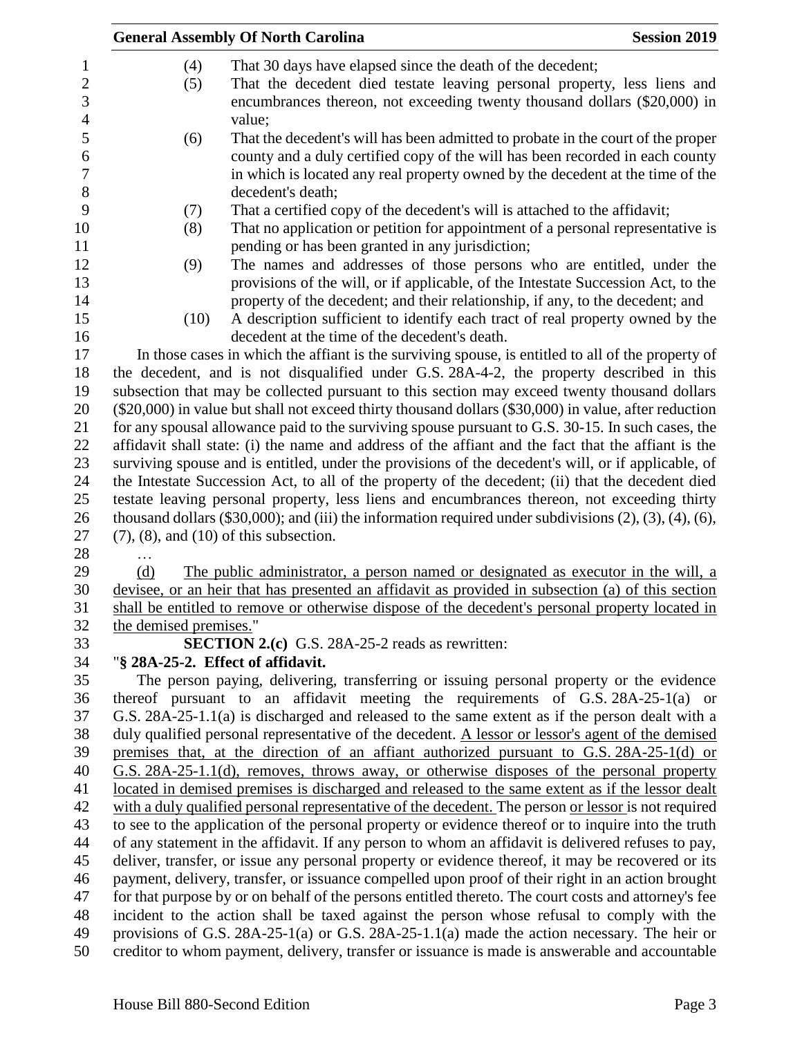(4) That 30 days have elapsed since the death of the decedent;

(5) That the decedent died testate leaving personal property, less liens and encumbrances thereon, not exceeding twenty thousand dollars ($20,000) in value;

(6) That the decedent's will has been admitted to probate in the court of the proper county and a duly certified copy of the will has been recorded in each county in which is located any real property owned by the decedent at the time of the decedent's death;

(7) That a certified copy of the decedent's will is attached to the affidavit;

(8) That no application or petition for appointment of a personal representative is pending or has been granted in any jurisdiction;

(9) The names and addresses of those persons who are entitled, under the provisions of the will, or if applicable, of the Intestate Succession Act, to the property of the decedent; and their relationship, if any, to the decedent; and

(10) A description sufficient to identify each tract of real property owned by the decedent at the time of the decedent's death.

In those cases in which the affiant is the surviving spouse, is entitled to all of the property of the decedent, and is not disqualified under G.S. 28A-4-2, the property described in this subsection that may be collected pursuant to this section may exceed twenty thousand dollars ($20,000) in value but shall not exceed thirty thousand dollars ($30,000) in value, after reduction for any spousal allowance paid to the surviving spouse pursuant to G.S. 30-15. In such cases, the affidavit shall state: (i) the name and address of the affiant and the fact that the affiant is the surviving spouse and is entitled, under the provisions of the decedent's will, or if applicable, of the Intestate Succession Act, to all of the property of the decedent; (ii) that the decedent died testate leaving personal property, less liens and encumbrances thereon, not exceeding thirty thousand dollars ($30,000); and (iii) the information required under subdivisions (2), (3), (4), (6), (7), (8), and (10) of this subsection.

…

<u>(d) The public administrator, a person named or designated as executor in the will, a devisee, or an heir that has presented an affidavit as provided in subsection (a) of this section shall be entitled to remove or otherwise dispose of the decedent's personal property located in the demised premises.</u>"

**SECTION 2.(c)** G.S. 28A-25-2 reads as rewritten:

"**§ 28A-25-2. Effect of affidavit.**

The person paying, delivering, transferring or issuing personal property or the evidence thereof pursuant to an affidavit meeting the requirements of G.S. 28A-25-1(a) or G.S. 28A-25-1.1(a) is discharged and released to the same extent as if the person dealt with a duly qualified personal representative of the decedent. <u>A lessor or lessor's agent of the demised premises that, at the direction of an affiant authorized pursuant to G.S. 28A-25-1(d) or G.S. 28A-25-1.1(d), removes, throws away, or otherwise disposes of the personal property located in demised premises is discharged and released to the same extent as if the lessor dealt with a duly qualified personal representative of the decedent.</u> The person <u>or lessor</u> is not required to see to the application of the personal property or evidence thereof or to inquire into the truth of any statement in the affidavit. If any person to whom an affidavit is delivered refuses to pay, deliver, transfer, or issue any personal property or evidence thereof, it may be recovered or its payment, delivery, transfer, or issuance compelled upon proof of their right in an action brought for that purpose by or on behalf of the persons entitled thereto. The court costs and attorney's fee incident to the action shall be taxed against the person whose refusal to comply with the provisions of G.S. 28A-25-1(a) or G.S. 28A-25-1.1(a) made the action necessary. The heir or creditor to whom payment, delivery, transfer or issuance is made is answerable and accountable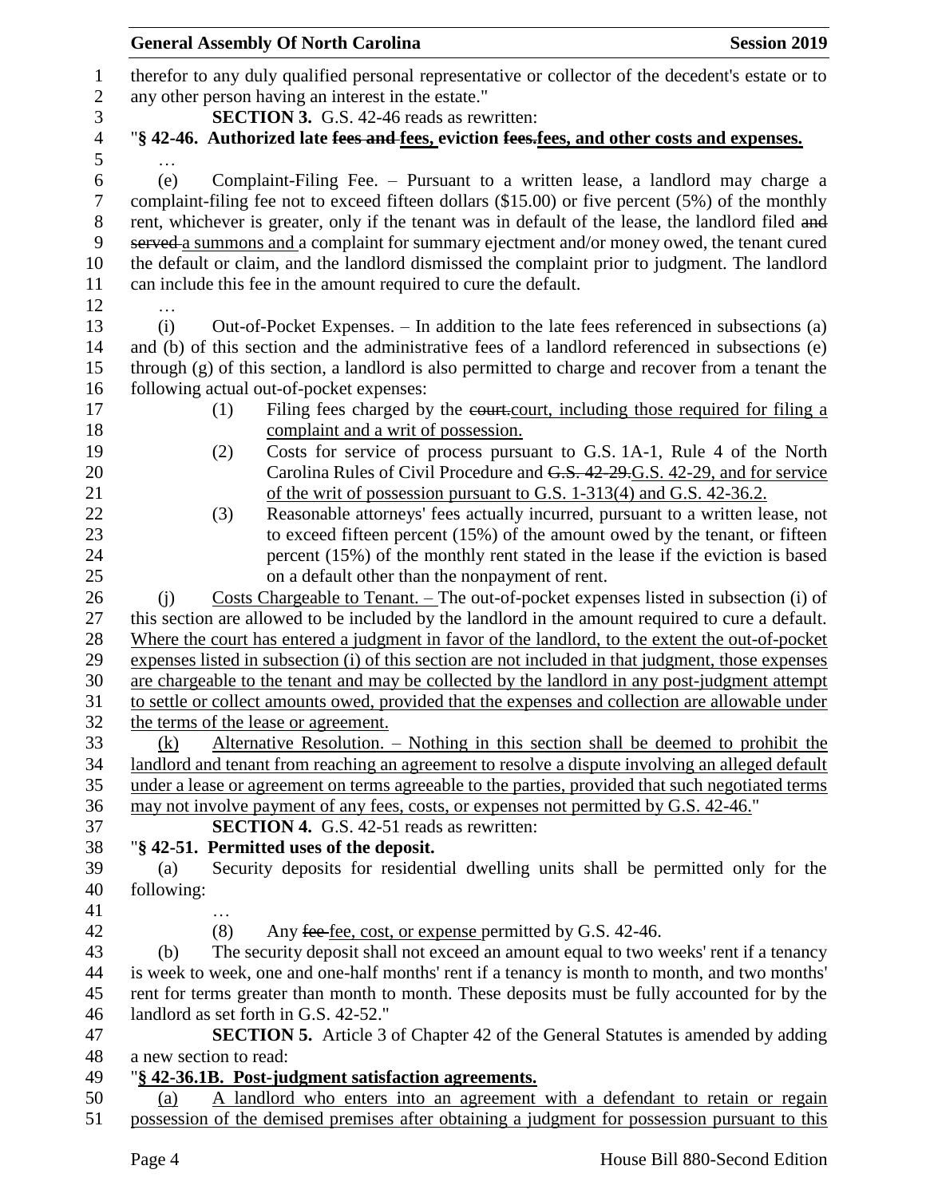therefor to any duly qualified personal representative or collector of the decedent's estate or to any other person having an interest in the estate."

**SECTION 3.** G.S. 42-46 reads as rewritten:

"**§ 42-46. Authorized late ~~fees and~~ fees, eviction ~~fees.~~fees, and other costs and expenses.**

…

(e) Complaint-Filing Fee. – Pursuant to a written lease, a landlord may charge a complaint-filing fee not to exceed fifteen dollars ($15.00) or five percent (5%) of the monthly rent, whichever is greater, only if the tenant was in default of the lease, the landlord filed ~~and served~~ a summons and a complaint for summary ejectment and/or money owed, the tenant cured the default or claim, and the landlord dismissed the complaint prior to judgment. The landlord can include this fee in the amount required to cure the default.

…

(i) Out-of-Pocket Expenses. – In addition to the late fees referenced in subsections (a) and (b) of this section and the administrative fees of a landlord referenced in subsections (e) through (g) of this section, a landlord is also permitted to charge and recover from a tenant the following actual out-of-pocket expenses:

(1) Filing fees charged by the ~~court.~~court, including those required for filing a complaint and a writ of possession.

(2) Costs for service of process pursuant to G.S. 1A-1, Rule 4 of the North Carolina Rules of Civil Procedure and ~~G.S. 42-29.~~G.S. 42-29, and for service of the writ of possession pursuant to G.S. 1-313(4) and G.S. 42-36.2.

(3) Reasonable attorneys' fees actually incurred, pursuant to a written lease, not to exceed fifteen percent (15%) of the amount owed by the tenant, or fifteen percent (15%) of the monthly rent stated in the lease if the eviction is based on a default other than the nonpayment of rent.

(j) Costs Chargeable to Tenant. – The out-of-pocket expenses listed in subsection (i) of this section are allowed to be included by the landlord in the amount required to cure a default. Where the court has entered a judgment in favor of the landlord, to the extent the out-of-pocket expenses listed in subsection (i) of this section are not included in that judgment, those expenses are chargeable to the tenant and may be collected by the landlord in any post-judgment attempt to settle or collect amounts owed, provided that the expenses and collection are allowable under the terms of the lease or agreement.

(k) Alternative Resolution. – Nothing in this section shall be deemed to prohibit the landlord and tenant from reaching an agreement to resolve a dispute involving an alleged default under a lease or agreement on terms agreeable to the parties, provided that such negotiated terms may not involve payment of any fees, costs, or expenses not permitted by G.S. 42-46."

**SECTION 4.** G.S. 42-51 reads as rewritten:

"**§ 42-51. Permitted uses of the deposit.**

(a) Security deposits for residential dwelling units shall be permitted only for the following:

…

(8) Any ~~fee~~ fee, cost, or expense permitted by G.S. 42-46.

(b) The security deposit shall not exceed an amount equal to two weeks' rent if a tenancy is week to week, one and one-half months' rent if a tenancy is month to month, and two months' rent for terms greater than month to month. These deposits must be fully accounted for by the landlord as set forth in G.S. 42-52."

**SECTION 5.** Article 3 of Chapter 42 of the General Statutes is amended by adding a new section to read:

"**§ 42-36.1B. Post-judgment satisfaction agreements.**

(a) A landlord who enters into an agreement with a defendant to retain or regain possession of the demised premises after obtaining a judgment for possession pursuant to this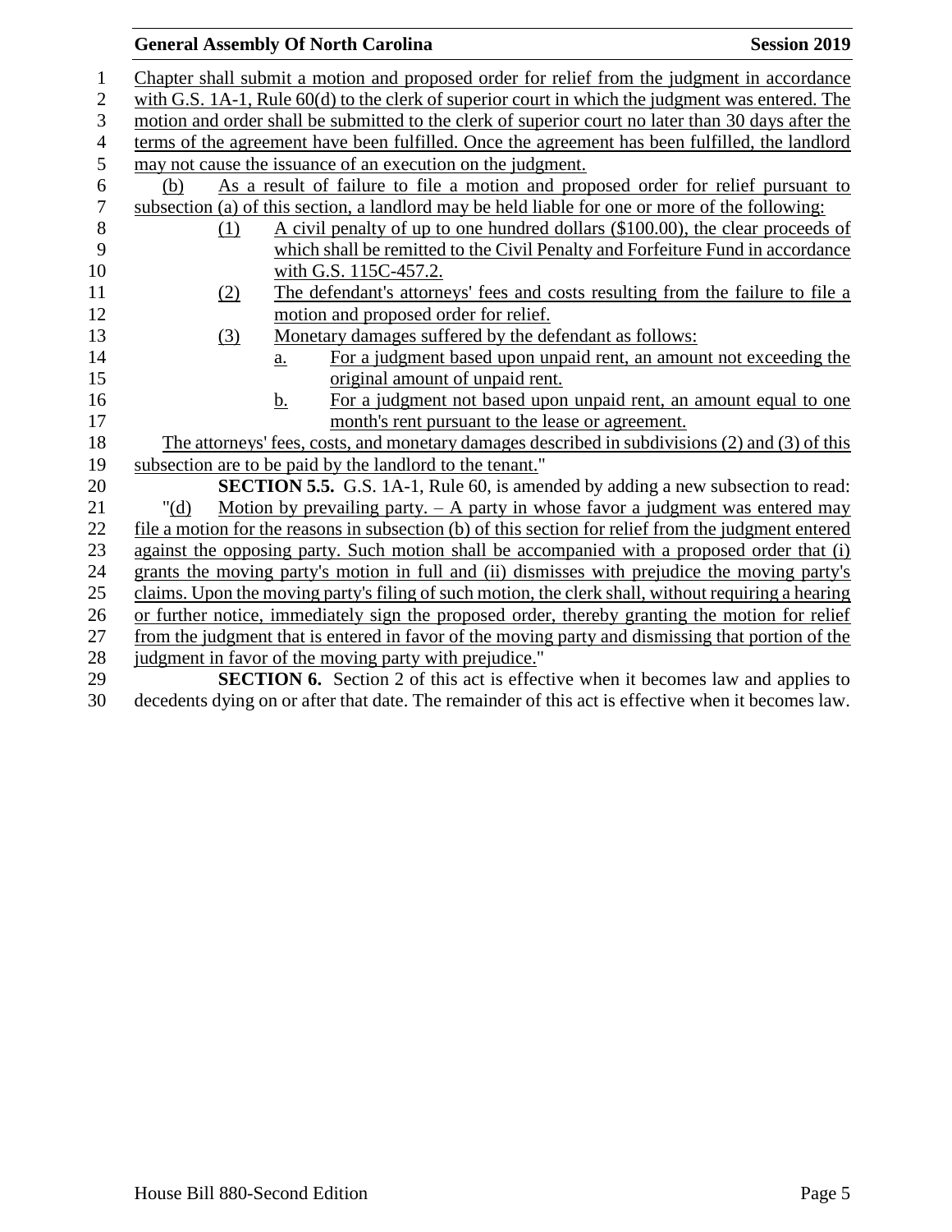Chapter shall submit a motion and proposed order for relief from the judgment in accordance with G.S. 1A-1, Rule 60(d) to the clerk of superior court in which the judgment was entered. The motion and order shall be submitted to the clerk of superior court no later than 30 days after the terms of the agreement have been fulfilled. Once the agreement has been fulfilled, the landlord may not cause the issuance of an execution on the judgment.

(b) As a result of failure to file a motion and proposed order for relief pursuant to subsection (a) of this section, a landlord may be held liable for one or more of the following:

(1) A civil penalty of up to one hundred dollars ($100.00), the clear proceeds of which shall be remitted to the Civil Penalty and Forfeiture Fund in accordance with G.S. 115C-457.2.

(2) The defendant's attorneys' fees and costs resulting from the failure to file a motion and proposed order for relief.

(3) Monetary damages suffered by the defendant as follows:

a. For a judgment based upon unpaid rent, an amount not exceeding the original amount of unpaid rent.

b. For a judgment not based upon unpaid rent, an amount equal to one month's rent pursuant to the lease or agreement.

The attorneys' fees, costs, and monetary damages described in subdivisions (2) and (3) of this subsection are to be paid by the landlord to the tenant."

**SECTION 5.5.** G.S. 1A-1, Rule 60, is amended by adding a new subsection to read:

"(d) Motion by prevailing party. – A party in whose favor a judgment was entered may file a motion for the reasons in subsection (b) of this section for relief from the judgment entered against the opposing party. Such motion shall be accompanied with a proposed order that (i) grants the moving party's motion in full and (ii) dismisses with prejudice the moving party's claims. Upon the moving party's filing of such motion, the clerk shall, without requiring a hearing or further notice, immediately sign the proposed order, thereby granting the motion for relief from the judgment that is entered in favor of the moving party and dismissing that portion of the judgment in favor of the moving party with prejudice."

**SECTION 6.** Section 2 of this act is effective when it becomes law and applies to decedents dying on or after that date. The remainder of this act is effective when it becomes law.